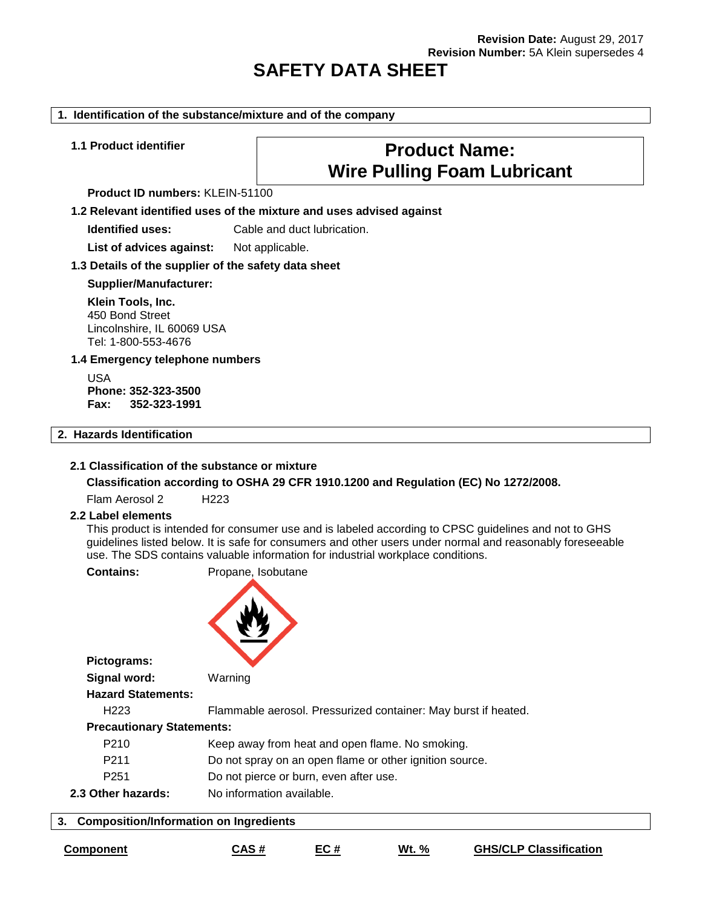**Revision Date:** August 29, 2017
**Revision Number:** 5A Klein supersedes 4

# SAFETY DATA SHEET

## 1. Identification of the substance/mixture and of the company

### 1.1 Product identifier

**Product Name:**
**Wire Pulling Foam Lubricant**

**Product ID numbers:** KLEIN-51100

### 1.2 Relevant identified uses of the mixture and uses advised against

**Identified uses:** Cable and duct lubrication.

**List of advices against:** Not applicable.

### 1.3 Details of the supplier of the safety data sheet

**Supplier/Manufacturer:**

**Klein Tools, Inc.**
450 Bond Street
Lincolnshire, IL 60069 USA
Tel: 1-800-553-4676

### 1.4 Emergency telephone numbers

USA
**Phone: 352-323-3500**
**Fax: 352-323-1991**

## 2. Hazards Identification

### 2.1 Classification of the substance or mixture

**Classification according to OSHA 29 CFR 1910.1200 and Regulation (EC) No 1272/2008.**

Flam Aerosol 2 H223

### 2.2 Label elements

This product is intended for consumer use and is labeled according to CPSC guidelines and not to GHS guidelines listed below. It is safe for consumers and other users under normal and reasonably foreseeable use. The SDS contains valuable information for industrial workplace conditions.

**Contains:** Propane, Isobutane

**Pictograms:**

**Signal word:** Warning

**Hazard Statements:**

H223 Flammable aerosol. Pressurized container: May burst if heated.

**Precautionary Statements:**

P210 Keep away from heat and open flame. No smoking.

P211 Do not spray on an open flame or other ignition source.

P251 Do not pierce or burn, even after use.

**2.3 Other hazards:** No information available.

## 3. Composition/Information on Ingredients

| Component | CAS # | EC # | Wt. % | GHS/CLP Classification |
|---|---|---|---|---|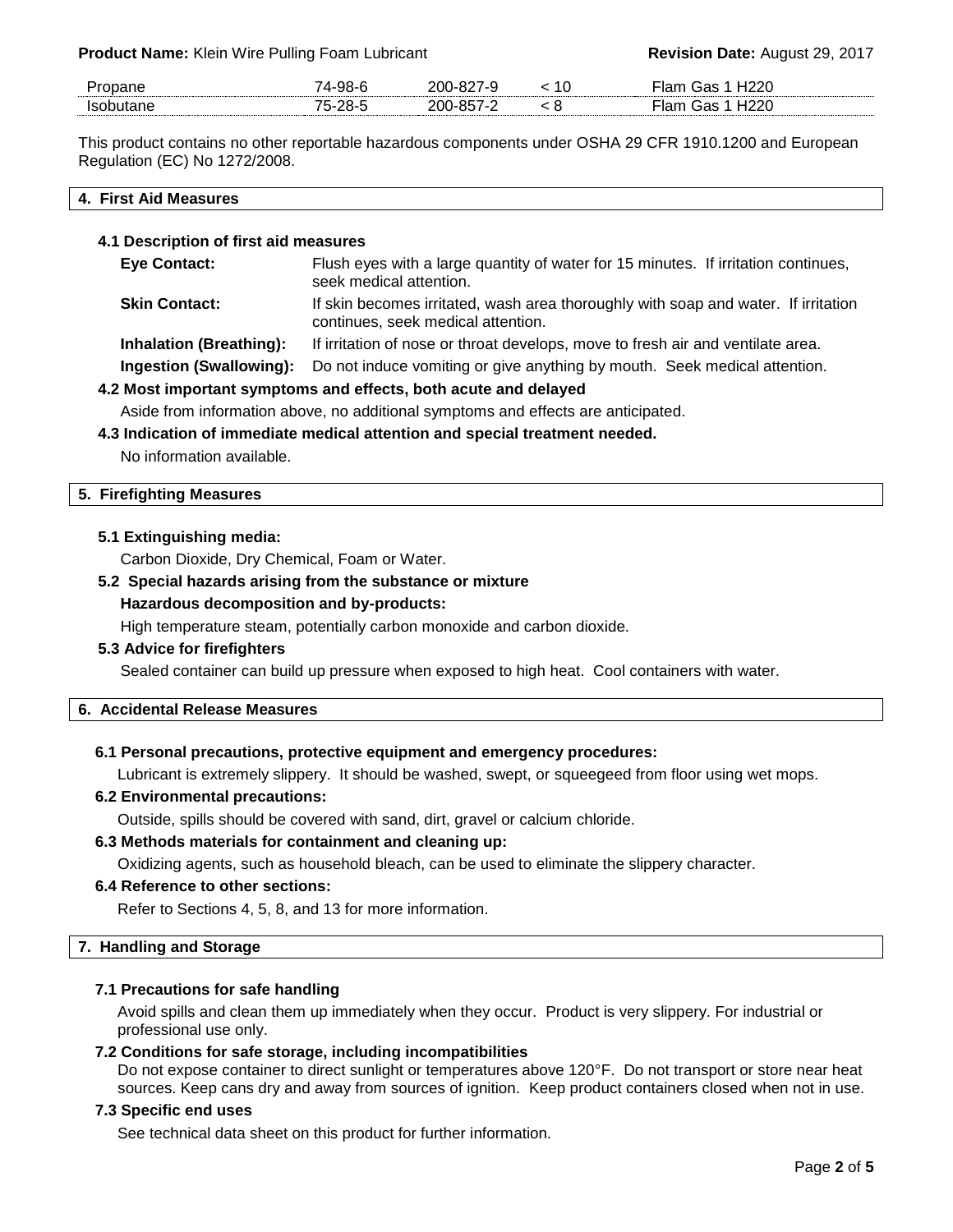| Propane | 74-98-6 | 200-827-9 | < 10 | Flam Gas 1 H220 |
|---|---|---|---|---|
| Isobutane | 75-28-5 | 200-857-2 | < 8 | Flam Gas 1 H220 |

This product contains no other reportable hazardous components under OSHA 29 CFR 1910.1200 and European Regulation (EC) No 1272/2008.

## 4. First Aid Measures

### 4.1 Description of first aid measures

**Eye Contact:** Flush eyes with a large quantity of water for 15 minutes. If irritation continues, seek medical attention.

**Skin Contact:** If skin becomes irritated, wash area thoroughly with soap and water. If irritation continues, seek medical attention.

**Inhalation (Breathing):** If irritation of nose or throat develops, move to fresh air and ventilate area.

**Ingestion (Swallowing):** Do not induce vomiting or give anything by mouth. Seek medical attention.

### 4.2 Most important symptoms and effects, both acute and delayed

Aside from information above, no additional symptoms and effects are anticipated.

### 4.3 Indication of immediate medical attention and special treatment needed.

No information available.

## 5. Firefighting Measures

### 5.1 Extinguishing media:

Carbon Dioxide, Dry Chemical, Foam or Water.

### 5.2 Special hazards arising from the substance or mixture

**Hazardous decomposition and by-products:**

High temperature steam, potentially carbon monoxide and carbon dioxide.

### 5.3 Advice for firefighters

Sealed container can build up pressure when exposed to high heat. Cool containers with water.

## 6. Accidental Release Measures

### 6.1 Personal precautions, protective equipment and emergency procedures:

Lubricant is extremely slippery. It should be washed, swept, or squeegeed from floor using wet mops.

### 6.2 Environmental precautions:

Outside, spills should be covered with sand, dirt, gravel or calcium chloride.

### 6.3 Methods materials for containment and cleaning up:

Oxidizing agents, such as household bleach, can be used to eliminate the slippery character.

### 6.4 Reference to other sections:

Refer to Sections 4, 5, 8, and 13 for more information.

## 7. Handling and Storage

### 7.1 Precautions for safe handling

Avoid spills and clean them up immediately when they occur. Product is very slippery. For industrial or professional use only.

### 7.2 Conditions for safe storage, including incompatibilities

Do not expose container to direct sunlight or temperatures above 120°F. Do not transport or store near heat sources. Keep cans dry and away from sources of ignition. Keep product containers closed when not in use.

### 7.3 Specific end uses

See technical data sheet on this product for further information.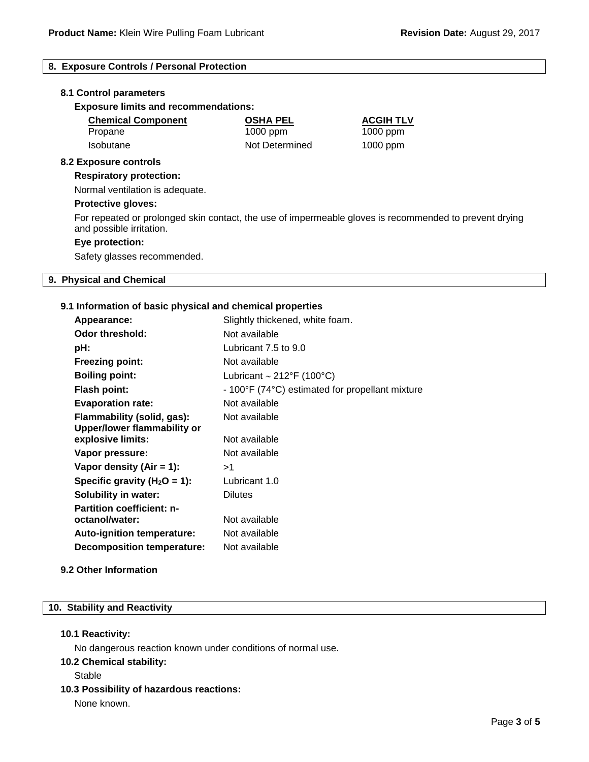## 8. Exposure Controls / Personal Protection

### 8.1 Control parameters

**Exposure limits and recommendations:**

| Chemical Component | OSHA PEL | ACGIH TLV |
|---|---|---|
| Propane | 1000 ppm | 1000 ppm |
| Isobutane | Not Determined | 1000 ppm |

### 8.2 Exposure controls

**Respiratory protection:**

Normal ventilation is adequate.

**Protective gloves:**

For repeated or prolonged skin contact, the use of impermeable gloves is recommended to prevent drying and possible irritation.

**Eye protection:**

Safety glasses recommended.

## 9. Physical and Chemical

### 9.1 Information of basic physical and chemical properties

| | |
|---|---|
| **Appearance:** | Slightly thickened, white foam. |
| **Odor threshold:** | Not available |
| **pH:** | Lubricant 7.5 to 9.0 |
| **Freezing point:** | Not available |
| **Boiling point:** | Lubricant ~ 212°F (100°C) |
| **Flash point:** | - 100°F (74°C) estimated for propellant mixture |
| **Evaporation rate:** | Not available |
| **Flammability (solid, gas):** | Not available |
| **Upper/lower flammability or explosive limits:** | Not available |
| **Vapor pressure:** | Not available |
| **Vapor density (Air = 1):** | >1 |
| **Specific gravity ($H_2O$ = 1):** | Lubricant 1.0 |
| **Solubility in water:** | Dilutes |
| **Partition coefficient: n-octanol/water:** | Not available |
| **Auto-ignition temperature:** | Not available |
| **Decomposition temperature:** | Not available |

### 9.2 Other Information

## 10. Stability and Reactivity

### 10.1 Reactivity:

No dangerous reaction known under conditions of normal use.

### 10.2 Chemical stability:

Stable

### 10.3 Possibility of hazardous reactions:

None known.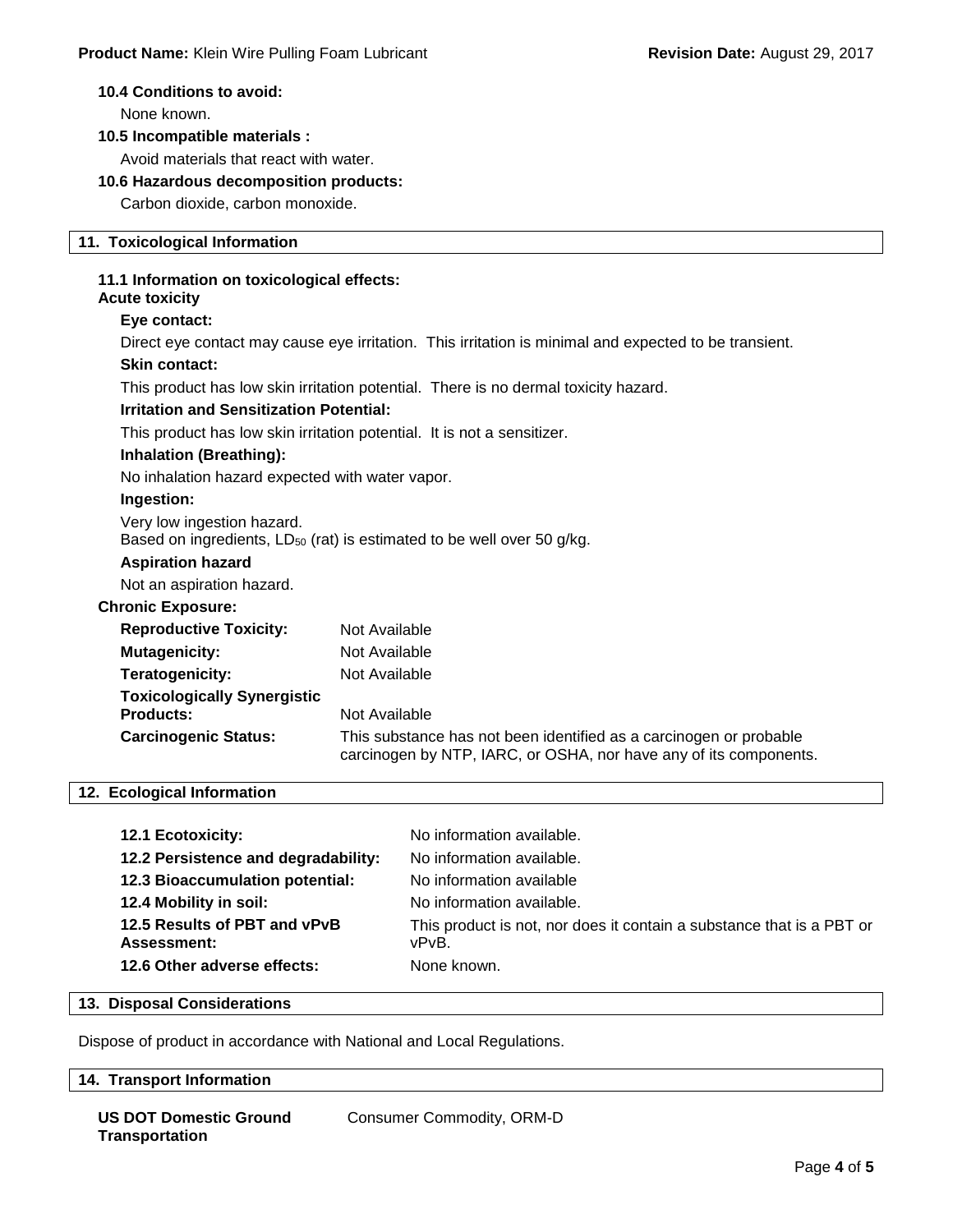**10.4 Conditions to avoid:**

None known.

**10.5 Incompatible materials :**

Avoid materials that react with water.

**10.6 Hazardous decomposition products:**

Carbon dioxide, carbon monoxide.

## 11. Toxicological Information

**11.1 Information on toxicological effects:**

**Acute toxicity**

**Eye contact:**

Direct eye contact may cause eye irritation. This irritation is minimal and expected to be transient.

**Skin contact:**

This product has low skin irritation potential. There is no dermal toxicity hazard.

**Irritation and Sensitization Potential:**

This product has low skin irritation potential. It is not a sensitizer.

**Inhalation (Breathing):**

No inhalation hazard expected with water vapor.

**Ingestion:**

Very low ingestion hazard.
Based on ingredients, $LD_{50}$ (rat) is estimated to be well over 50 g/kg.

**Aspiration hazard**

Not an aspiration hazard.

**Chronic Exposure:**

| | |
|---|---|
| **Reproductive Toxicity:** | Not Available |
| **Mutagenicity:** | Not Available |
| **Teratogenicity:** | Not Available |
| **Toxicologically Synergistic Products:** | Not Available |
| **Carcinogenic Status:** | This substance has not been identified as a carcinogen or probable carcinogen by NTP, IARC, or OSHA, nor have any of its components. |

## 12. Ecological Information

| | |
|---|---|
| **12.1 Ecotoxicity:** | No information available. |
| **12.2 Persistence and degradability:** | No information available. |
| **12.3 Bioaccumulation potential:** | No information available |
| **12.4 Mobility in soil:** | No information available. |
| **12.5 Results of PBT and vPvB Assessment:** | This product is not, nor does it contain a substance that is a PBT or vPvB. |
| **12.6 Other adverse effects:** | None known. |

## 13. Disposal Considerations

Dispose of product in accordance with National and Local Regulations.

## 14. Transport Information

| | |
|---|---|
| **US DOT Domestic Ground Transportation** | Consumer Commodity, ORM-D |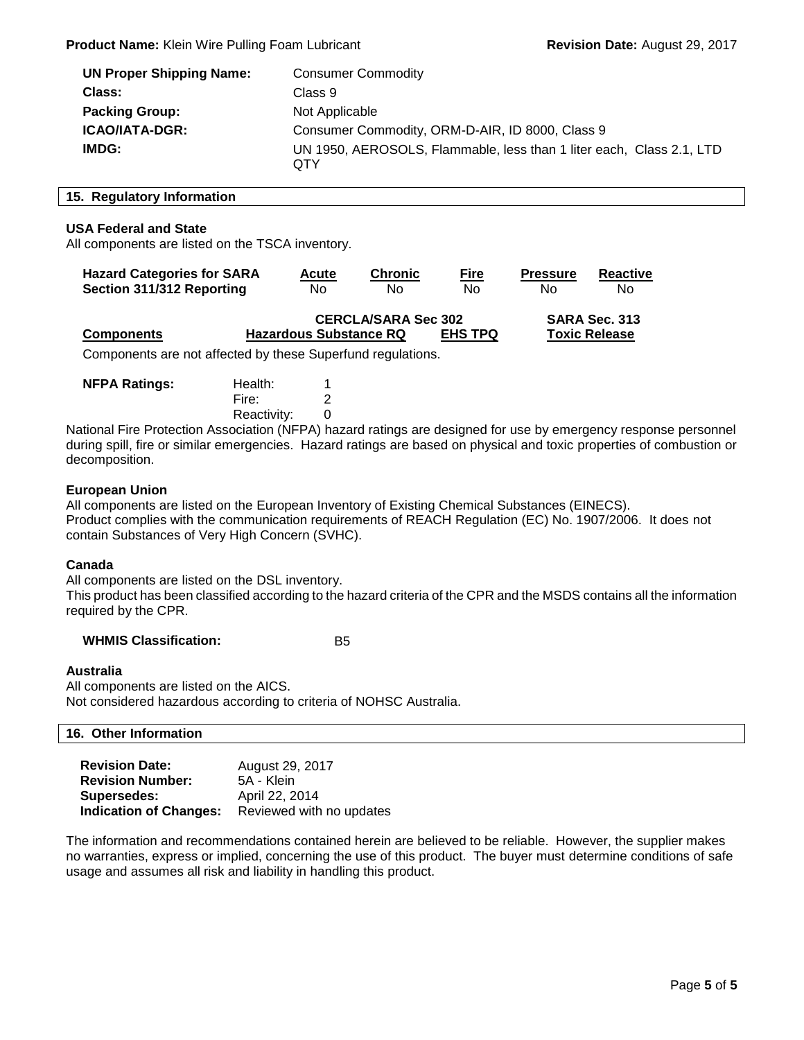| | |
|---|---|
| **UN Proper Shipping Name:** | Consumer Commodity |
| **Class:** | Class 9 |
| **Packing Group:** | Not Applicable |
| **ICAO/IATA-DGR:** | Consumer Commodity, ORM-D-AIR, ID 8000, Class 9 |
| **IMDG:** | UN 1950, AEROSOLS, Flammable, less than 1 liter each, Class 2.1, LTD QTY |

## 15. Regulatory Information

**USA Federal and State**

All components are listed on the TSCA inventory.

| Hazard Categories for SARA Section 311/312 Reporting | Acute | Chronic | Fire | Pressure | Reactive |
|---|---|---|---|---|---|
| | No | No | No | No | No |

| Components | CERCLA/SARA Sec 302 Hazardous Substance RQ | EHS TPQ | SARA Sec. 313 Toxic Release |
|---|---|---|---|

Components are not affected by these Superfund regulations.

| NFPA Ratings: | | |
|---|---|---|
| | Health: | 1 |
| | Fire: | 2 |
| | Reactivity: | 0 |

National Fire Protection Association (NFPA) hazard ratings are designed for use by emergency response personnel during spill, fire or similar emergencies. Hazard ratings are based on physical and toxic properties of combustion or decomposition.

**European Union**

All components are listed on the European Inventory of Existing Chemical Substances (EINECS).
Product complies with the communication requirements of REACH Regulation (EC) No. 1907/2006. It does not contain Substances of Very High Concern (SVHC).

**Canada**

All components are listed on the DSL inventory.
This product has been classified according to the hazard criteria of the CPR and the MSDS contains all the information required by the CPR.

**WHMIS Classification:** B5

**Australia**

All components are listed on the AICS.
Not considered hazardous according to criteria of NOHSC Australia.

## 16. Other Information

| | |
|---|---|
| **Revision Date:** | August 29, 2017 |
| **Revision Number:** | 5A - Klein |
| **Supersedes:** | April 22, 2014 |
| **Indication of Changes:** | Reviewed with no updates |

The information and recommendations contained herein are believed to be reliable. However, the supplier makes no warranties, express or implied, concerning the use of this product. The buyer must determine conditions of safe usage and assumes all risk and liability in handling this product.